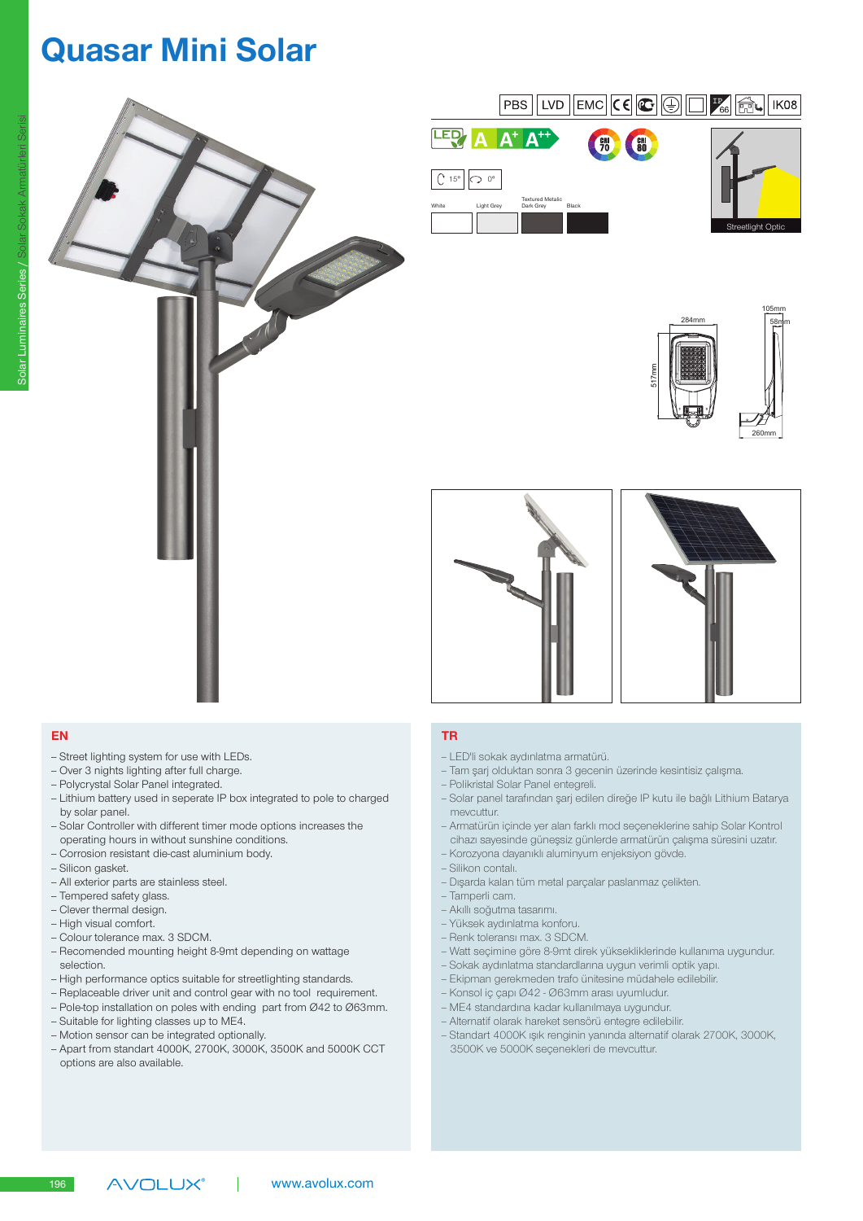# Quasar Mini Solar

PBS | LVD | EMC | CE | IP66 | IK08

LED A A+ A++

CRI 70 | CRI 80

15° | 0°

White | Light Grey | Textured Metallic Dark Grey | Black

Streetlight Optic

284mm | 517mm | 105mm | 58mm | 260mm

## EN

- Street lighting system for use with LEDs.
- Over 3 nights lighting after full charge.
- Polycrystal Solar Panel integrated.
- Lithium battery used in seperate IP box integrated to pole to charged by solar panel.
- Solar Controller with different timer mode options increases the operating hours in without sunshine conditions.
- Corrosion resistant die-cast aluminium body.
- Silicon gasket.
- All exterior parts are stainless steel.
- Tempered safety glass.
- Clever thermal design.
- High visual comfort.
- Colour tolerance max. 3 SDCM.
- Recomended mounting height 8-9mt depending on wattage selection.
- High performance optics suitable for streetlighting standards.
- Replaceable driver unit and control gear with no tool requirement.
- Pole-top installation on poles with ending part from Ø42 to Ø63mm.
- Suitable for lighting classes up to ME4.
- Motion sensor can be integrated optionally.
- Apart from standart 4000K, 2700K, 3000K, 3500K and 5000K CCT options are also available.

## TR

- LED'li sokak aydınlatma armatürü.
- Tam şarj olduktan sonra 3 gecenin üzerinde kesintisiz çalışma.
- Polikristal Solar Panel entegreli.
- Solar panel tarafından şarj edilen direğe IP kutu ile bağlı Lithium Batarya mevcuttur.
- Armatürün içinde yer alan farklı mod seçeneklerine sahip Solar Kontrol cihazı sayesinde güneşsiz günlerde armatürün çalışma süresini uzatır.
- Korozyona dayanıklı aluminyum enjeksiyon gövde.
- Silikon contalı.
- Dışarda kalan tüm metal parçalar paslanmaz çelikten.
- Tamperli cam.
- Akıllı soğutma tasarımı.
- Yüksek aydınlatma konforu.
- Renk toleransı max. 3 SDCM.
- Watt seçimine göre 8-9mt direk yüksekliklerinde kullanıma uygundur.
- Sokak aydınlatma standardlarına uygun verimli optik yapı.
- Ekipman gerekmeden trafo ünitesine müdahale edilebilir.
- Konsol iç çapı Ø42 - Ø63mm arası uyumludur.
- ME4 standardına kadar kullanılmaya uygundur.
- Alternatif olarak hareket sensörü entegre edilebilir.
- Standart 4000K ışık renginin yanında alternatif olarak 2700K, 3000K, 3500K ve 5000K seçenekleri de mevcuttur.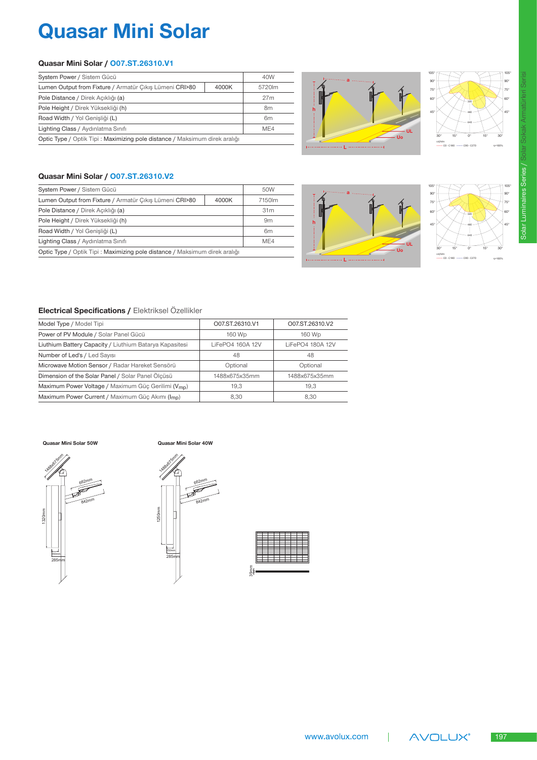# Quasar Mini Solar

## Quasar Mini Solar / O07.ST.26310.V1

| | | |
|---|---|---|
| System Power / Sistem Gücü | | 40W |
| Lumen Output from Fixture / Armatür Çıkış Lümeni CRI>80 | 4000K | 5720lm |
| Pole Distance / Direk Açıklığı (a) | | 27m |
| Pole Height / Direk Yüksekliği (h) | | 8m |
| Road Width / Yol Genişliği (L) | | 6m |
| Lighting Class / Aydınlatma Sınıfı | | ME4 |
| Optic Type / Optik Tipi : Maximizing pole distance / Maksimum direk aralığı | | |

## Quasar Mini Solar / O07.ST.26310.V2

| | | |
|---|---|---|
| System Power / Sistem Gücü | | 50W |
| Lumen Output from Fixture / Armatür Çıkış Lümeni CRI>80 | 4000K | 7150lm |
| Pole Distance / Direk Açıklığı (a) | | 31m |
| Pole Height / Direk Yüksekliği (h) | | 9m |
| Road Width / Yol Genişliği (L) | | 6m |
| Lighting Class / Aydınlatma Sınıfı | | ME4 |
| Optic Type / Optik Tipi : Maximizing pole distance / Maksimum direk aralığı | | |

## Electrical Specifications / Elektriksel Özellikler

| Model Type / Model Tipi | O07.ST.26310.V1 | O07.ST.26310.V2 |
|---|---|---|
| Power of PV Module / Solar Panel Gücü | 160 Wp | 160 Wp |
| Liuthium Battery Capacity / Liuthium Batarya Kapasitesi | LiFePO4 160A 12V | LiFePO4 180A 12V |
| Number of Led's / Led Sayısı | 48 | 48 |
| Microwave Motion Sensor / Radar Hareket Sensörü | Optional | Optional |
| Dimension of the Solar Panel / Solar Panel Ölçüsü | 1488x675x35mm | 1488x675x35mm |
| Maximum Power Voltage / Maximum Güç Gerilimi ($V_{mp}$) | 19,3 | 19,3 |
| Maximum Power Current / Maximum Güç Akımı ($I_{mp}$) | 8,30 | 8,30 |

Quasar Mini Solar 50W

Quasar Mini Solar 40W